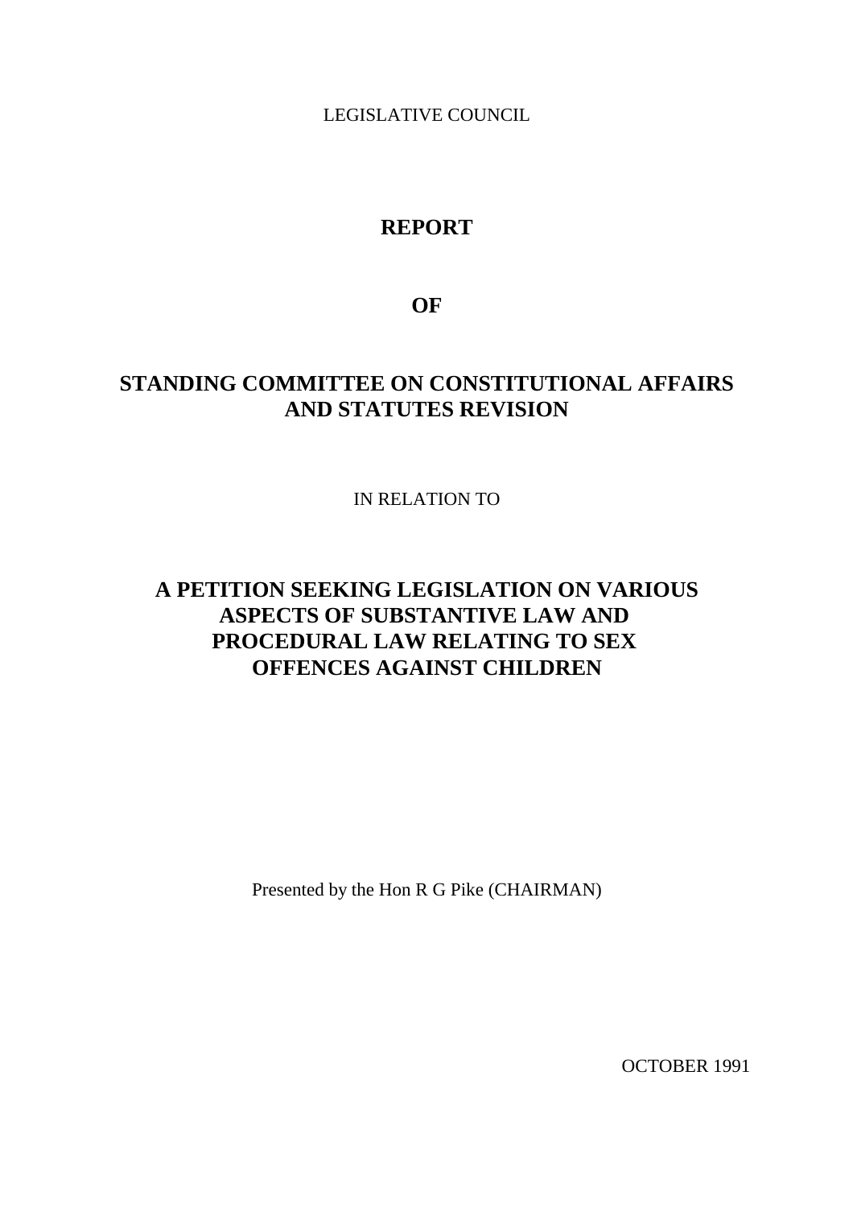LEGISLATIVE COUNCIL

# REPORT

# OF

# STANDING COMMITTEE ON CONSTITUTIONAL AFFAIRS AND STATUTES REVISION

IN RELATION TO

# A PETITION SEEKING LEGISLATION ON VARIOUS ASPECTS OF SUBSTANTIVE LAW AND PROCEDURAL LAW RELATING TO SEX OFFENCES AGAINST CHILDREN

Presented by the Hon R G Pike (CHAIRMAN)

OCTOBER 1991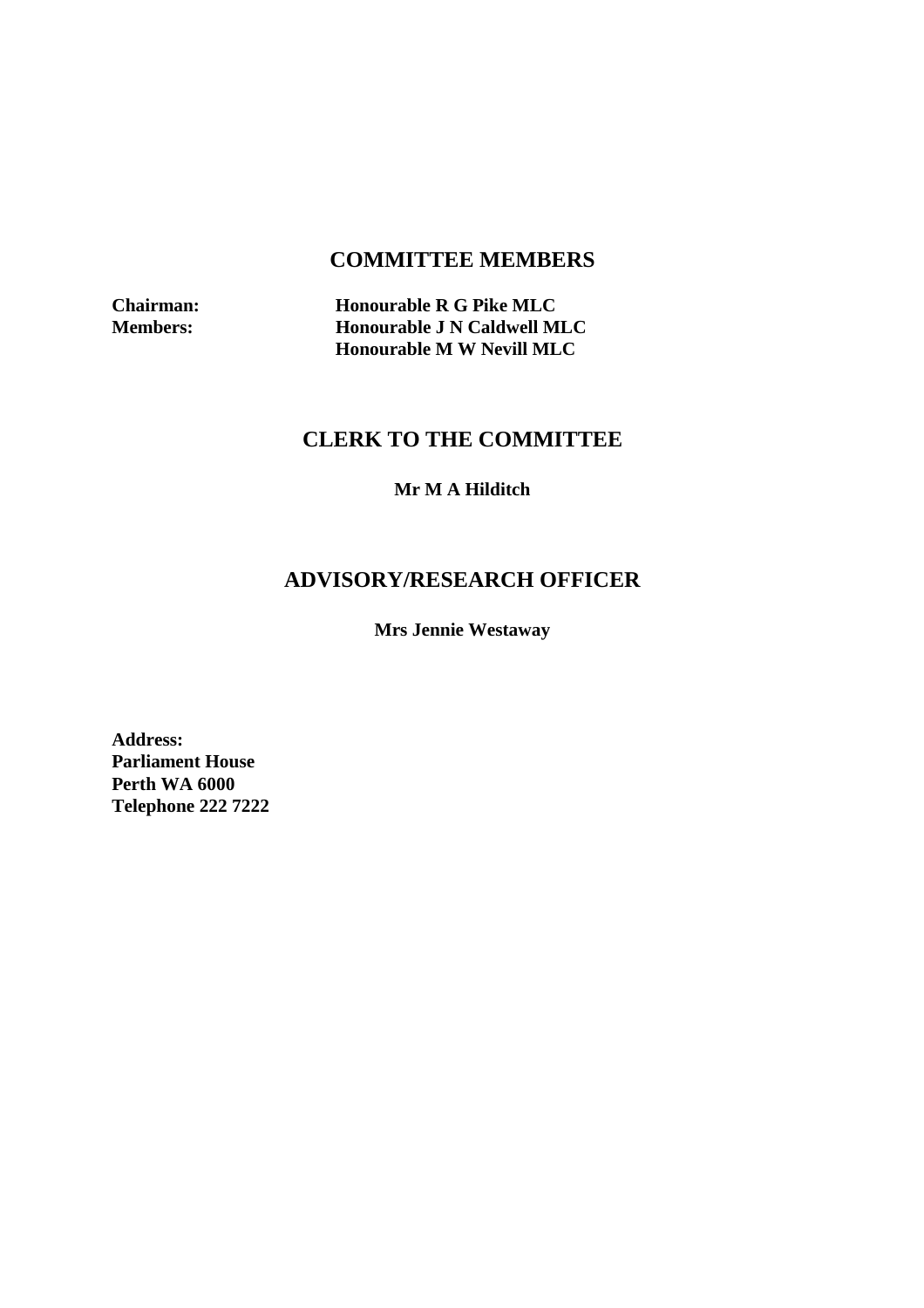## COMMITTEE MEMBERS

**Chairman:** **Honourable R G Pike MLC**
**Members:** **Honourable J N Caldwell MLC**
**Honourable M W Nevill MLC**

## CLERK TO THE COMMITTEE

**Mr M A Hilditch**

## ADVISORY/RESEARCH OFFICER

**Mrs Jennie Westaway**

**Address:**
**Parliament House**
**Perth WA 6000**
**Telephone 222 7222**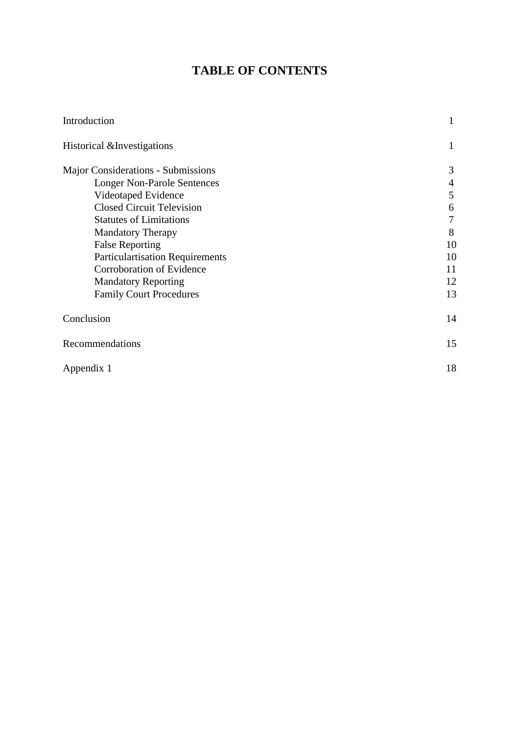# TABLE OF CONTENTS

| | |
|---|---|
| Introduction | 1 |
| Historical &Investigations | 1 |
| Major Considerations - Submissions | 3 |
| Longer Non-Parole Sentences | 4 |
| Videotaped Evidence | 5 |
| Closed Circuit Television | 6 |
| Statutes of Limitations | 7 |
| Mandatory Therapy | 8 |
| False Reporting | 10 |
| Particulartisation Requirements | 10 |
| Corroboration of Evidence | 11 |
| Mandatory Reporting | 12 |
| Family Court Procedures | 13 |
| Conclusion | 14 |
| Recommendations | 15 |
| Appendix 1 | 18 |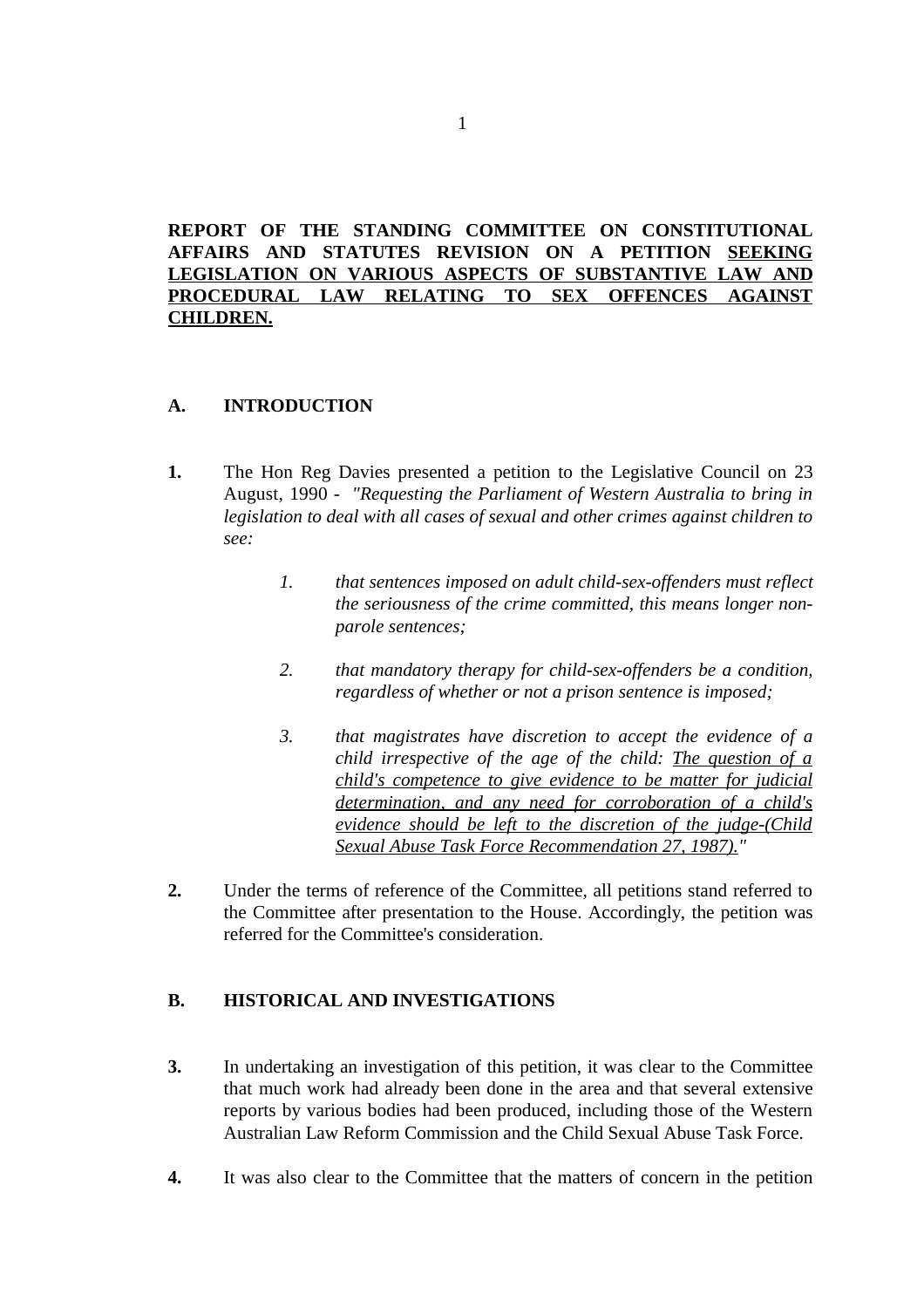**REPORT OF THE STANDING COMMITTEE ON CONSTITUTIONAL AFFAIRS AND STATUTES REVISION ON A PETITION SEEKING LEGISLATION ON VARIOUS ASPECTS OF SUBSTANTIVE LAW AND PROCEDURAL LAW RELATING TO SEX OFFENCES AGAINST CHILDREN.**

## A. INTRODUCTION

**1.** The Hon Reg Davies presented a petition to the Legislative Council on 23 August, 1990 - *"Requesting the Parliament of Western Australia to bring in legislation to deal with all cases of sexual and other crimes against children to see:*

> *1. that sentences imposed on adult child-sex-offenders must reflect the seriousness of the crime committed, this means longer non-parole sentences;*
>
> *2. that mandatory therapy for child-sex-offenders be a condition, regardless of whether or not a prison sentence is imposed;*
>
> *3. that magistrates have discretion to accept the evidence of a child irrespective of the age of the child: The question of a child's competence to give evidence to be matter for judicial determination, and any need for corroboration of a child's evidence should be left to the discretion of the judge-(Child Sexual Abuse Task Force Recommendation 27, 1987)."*

**2.** Under the terms of reference of the Committee, all petitions stand referred to the Committee after presentation to the House. Accordingly, the petition was referred for the Committee's consideration.

## B. HISTORICAL AND INVESTIGATIONS

**3.** In undertaking an investigation of this petition, it was clear to the Committee that much work had already been done in the area and that several extensive reports by various bodies had been produced, including those of the Western Australian Law Reform Commission and the Child Sexual Abuse Task Force.

**4.** It was also clear to the Committee that the matters of concern in the petition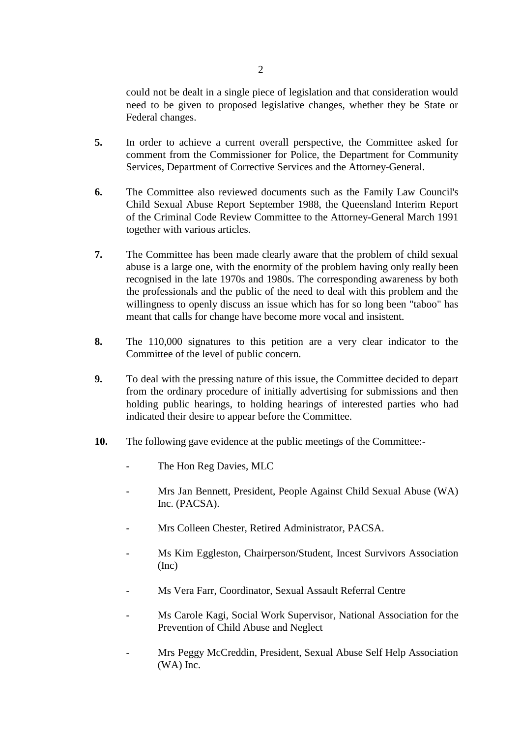could not be dealt in a single piece of legislation and that consideration would need to be given to proposed legislative changes, whether they be State or Federal changes.

**5.** In order to achieve a current overall perspective, the Committee asked for comment from the Commissioner for Police, the Department for Community Services, Department of Corrective Services and the Attorney-General.

**6.** The Committee also reviewed documents such as the Family Law Council's Child Sexual Abuse Report September 1988, the Queensland Interim Report of the Criminal Code Review Committee to the Attorney-General March 1991 together with various articles.

**7.** The Committee has been made clearly aware that the problem of child sexual abuse is a large one, with the enormity of the problem having only really been recognised in the late 1970s and 1980s. The corresponding awareness by both the professionals and the public of the need to deal with this problem and the willingness to openly discuss an issue which has for so long been "taboo" has meant that calls for change have become more vocal and insistent.

**8.** The 110,000 signatures to this petition are a very clear indicator to the Committee of the level of public concern.

**9.** To deal with the pressing nature of this issue, the Committee decided to depart from the ordinary procedure of initially advertising for submissions and then holding public hearings, to holding hearings of interested parties who had indicated their desire to appear before the Committee.

**10.** The following gave evidence at the public meetings of the Committee:-

- The Hon Reg Davies, MLC
- Mrs Jan Bennett, President, People Against Child Sexual Abuse (WA) Inc. (PACSA).
- Mrs Colleen Chester, Retired Administrator, PACSA.
- Ms Kim Eggleston, Chairperson/Student, Incest Survivors Association (Inc)
- Ms Vera Farr, Coordinator, Sexual Assault Referral Centre
- Ms Carole Kagi, Social Work Supervisor, National Association for the Prevention of Child Abuse and Neglect
- Mrs Peggy McCreddin, President, Sexual Abuse Self Help Association (WA) Inc.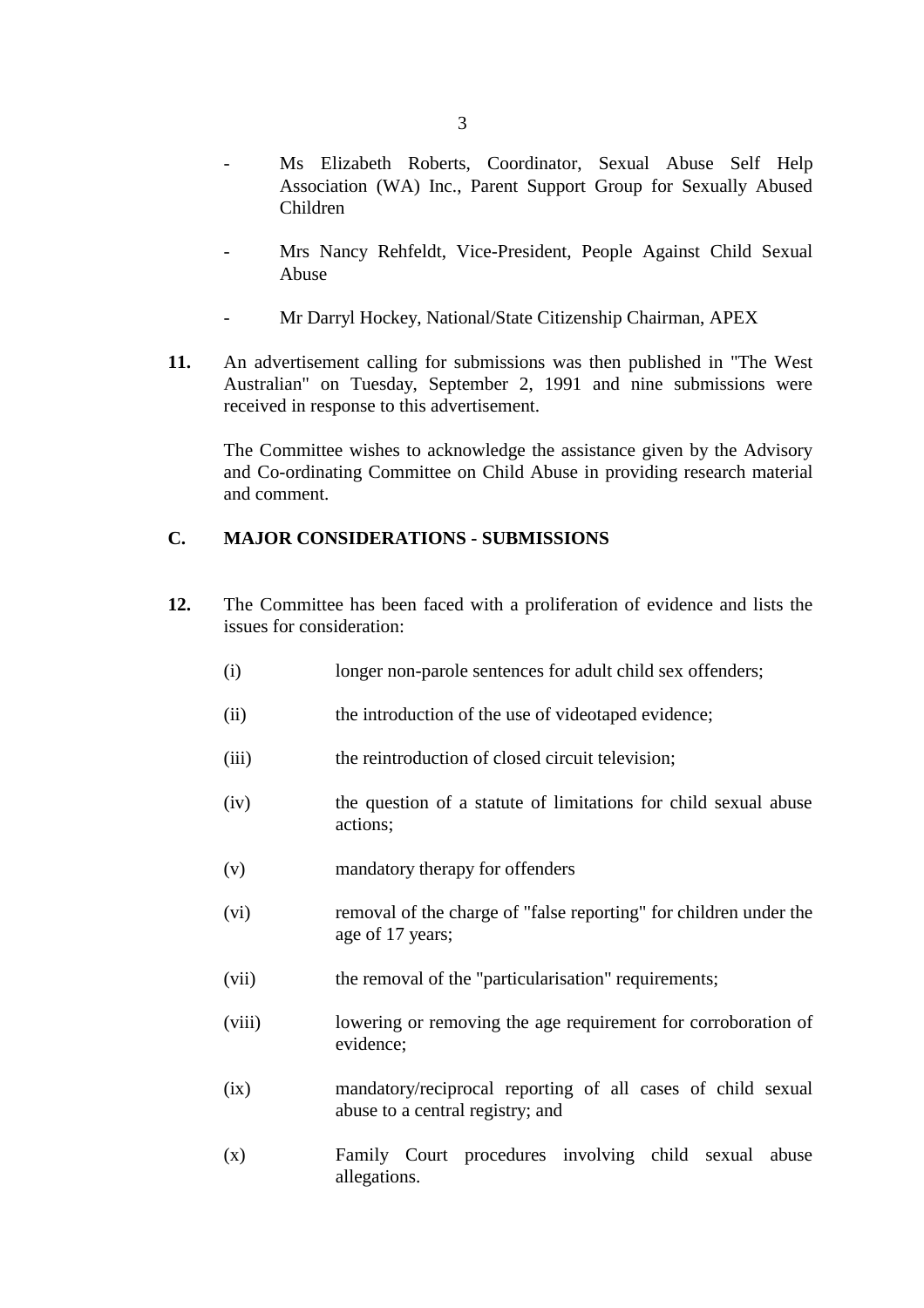- Ms Elizabeth Roberts, Coordinator, Sexual Abuse Self Help Association (WA) Inc., Parent Support Group for Sexually Abused Children

- Mrs Nancy Rehfeldt, Vice-President, People Against Child Sexual Abuse

- Mr Darryl Hockey, National/State Citizenship Chairman, APEX

**11.** An advertisement calling for submissions was then published in "The West Australian" on Tuesday, September 2, 1991 and nine submissions were received in response to this advertisement.

The Committee wishes to acknowledge the assistance given by the Advisory and Co-ordinating Committee on Child Abuse in providing research material and comment.

## C. MAJOR CONSIDERATIONS - SUBMISSIONS

**12.** The Committee has been faced with a proliferation of evidence and lists the issues for consideration:

(i) longer non-parole sentences for adult child sex offenders;

(ii) the introduction of the use of videotaped evidence;

(iii) the reintroduction of closed circuit television;

(iv) the question of a statute of limitations for child sexual abuse actions;

(v) mandatory therapy for offenders

(vi) removal of the charge of "false reporting" for children under the age of 17 years;

(vii) the removal of the "particularisation" requirements;

(viii) lowering or removing the age requirement for corroboration of evidence;

(ix) mandatory/reciprocal reporting of all cases of child sexual abuse to a central registry; and

(x) Family Court procedures involving child sexual abuse allegations.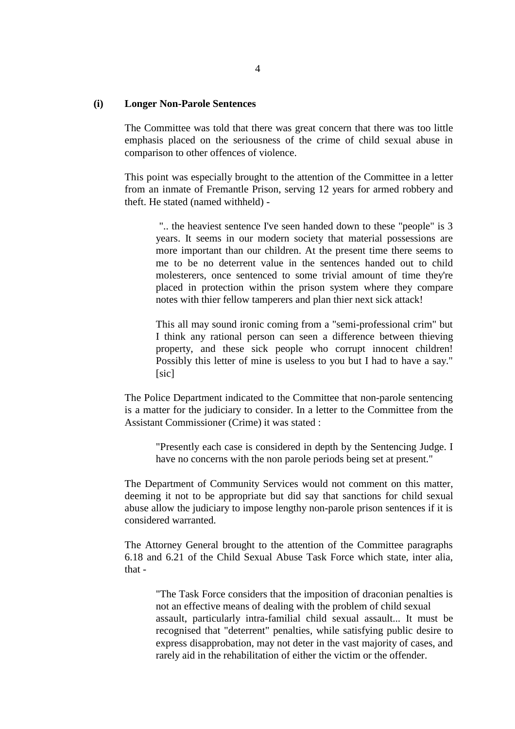### (i) Longer Non-Parole Sentences

The Committee was told that there was great concern that there was too little emphasis placed on the seriousness of the crime of child sexual abuse in comparison to other offences of violence.

This point was especially brought to the attention of the Committee in a letter from an inmate of Fremantle Prison, serving 12 years for armed robbery and theft. He stated (named withheld) -

> ".. the heaviest sentence I've seen handed down to these "people" is 3 years. It seems in our modern society that material possessions are more important than our children. At the present time there seems to me to be no deterrent value in the sentences handed out to child molesterers, once sentenced to some trivial amount of time they're placed in protection within the prison system where they compare notes with thier fellow tamperers and plan thier next sick attack!
>
> This all may sound ironic coming from a "semi-professional crim" but I think any rational person can seen a difference between thieving property, and these sick people who corrupt innocent children! Possibly this letter of mine is useless to you but I had to have a say." [sic]

The Police Department indicated to the Committee that non-parole sentencing is a matter for the judiciary to consider. In a letter to the Committee from the Assistant Commissioner (Crime) it was stated :

> "Presently each case is considered in depth by the Sentencing Judge. I have no concerns with the non parole periods being set at present."

The Department of Community Services would not comment on this matter, deeming it not to be appropriate but did say that sanctions for child sexual abuse allow the judiciary to impose lengthy non-parole prison sentences if it is considered warranted.

The Attorney General brought to the attention of the Committee paragraphs 6.18 and 6.21 of the Child Sexual Abuse Task Force which state, inter alia, that -

> "The Task Force considers that the imposition of draconian penalties is not an effective means of dealing with the problem of child sexual assault, particularly intra-familial child sexual assault... It must be recognised that "deterrent" penalties, while satisfying public desire to express disapprobation, may not deter in the vast majority of cases, and rarely aid in the rehabilitation of either the victim or the offender.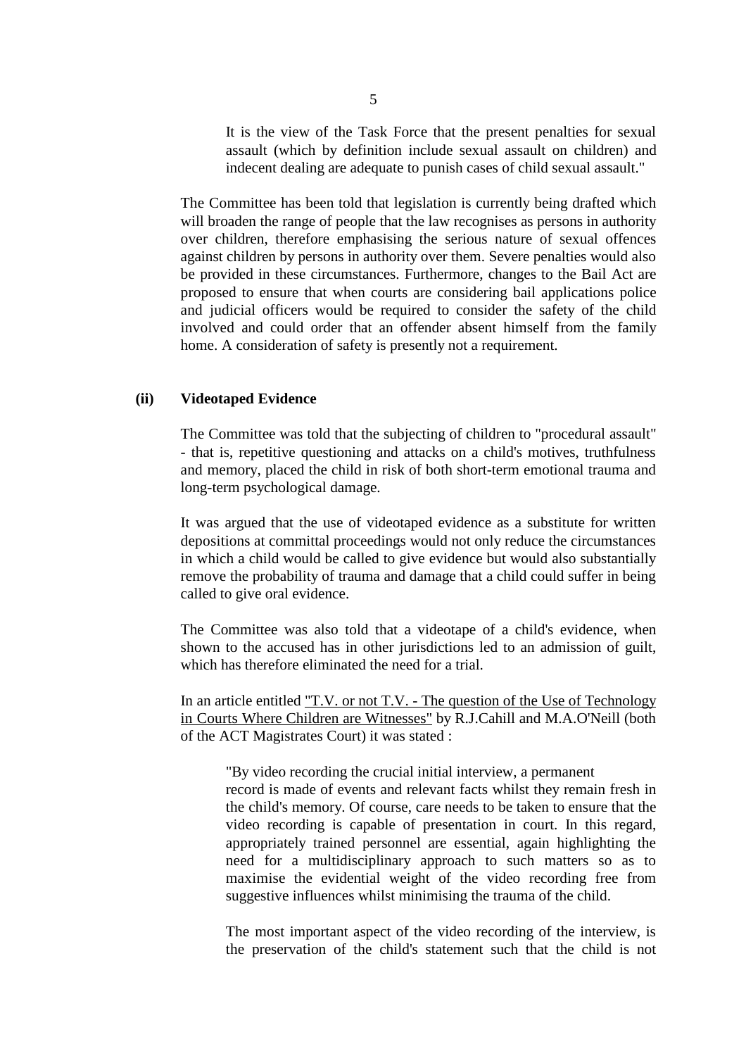> It is the view of the Task Force that the present penalties for sexual assault (which by definition include sexual assault on children) and indecent dealing are adequate to punish cases of child sexual assault."

The Committee has been told that legislation is currently being drafted which will broaden the range of people that the law recognises as persons in authority over children, therefore emphasising the serious nature of sexual offences against children by persons in authority over them. Severe penalties would also be provided in these circumstances. Furthermore, changes to the Bail Act are proposed to ensure that when courts are considering bail applications police and judicial officers would be required to consider the safety of the child involved and could order that an offender absent himself from the family home. A consideration of safety is presently not a requirement.

### (ii) Videotaped Evidence

The Committee was told that the subjecting of children to "procedural assault" - that is, repetitive questioning and attacks on a child's motives, truthfulness and memory, placed the child in risk of both short-term emotional trauma and long-term psychological damage.

It was argued that the use of videotaped evidence as a substitute for written depositions at committal proceedings would not only reduce the circumstances in which a child would be called to give evidence but would also substantially remove the probability of trauma and damage that a child could suffer in being called to give oral evidence.

The Committee was also told that a videotape of a child's evidence, when shown to the accused has in other jurisdictions led to an admission of guilt, which has therefore eliminated the need for a trial.

In an article entitled "T.V. or not T.V. - The question of the Use of Technology in Courts Where Children are Witnesses" by R.J.Cahill and M.A.O'Neill (both of the ACT Magistrates Court) it was stated :

> "By video recording the crucial initial interview, a permanent record is made of events and relevant facts whilst they remain fresh in the child's memory. Of course, care needs to be taken to ensure that the video recording is capable of presentation in court. In this regard, appropriately trained personnel are essential, again highlighting the need for a multidisciplinary approach to such matters so as to maximise the evidential weight of the video recording free from suggestive influences whilst minimising the trauma of the child.
>
> The most important aspect of the video recording of the interview, is the preservation of the child's statement such that the child is not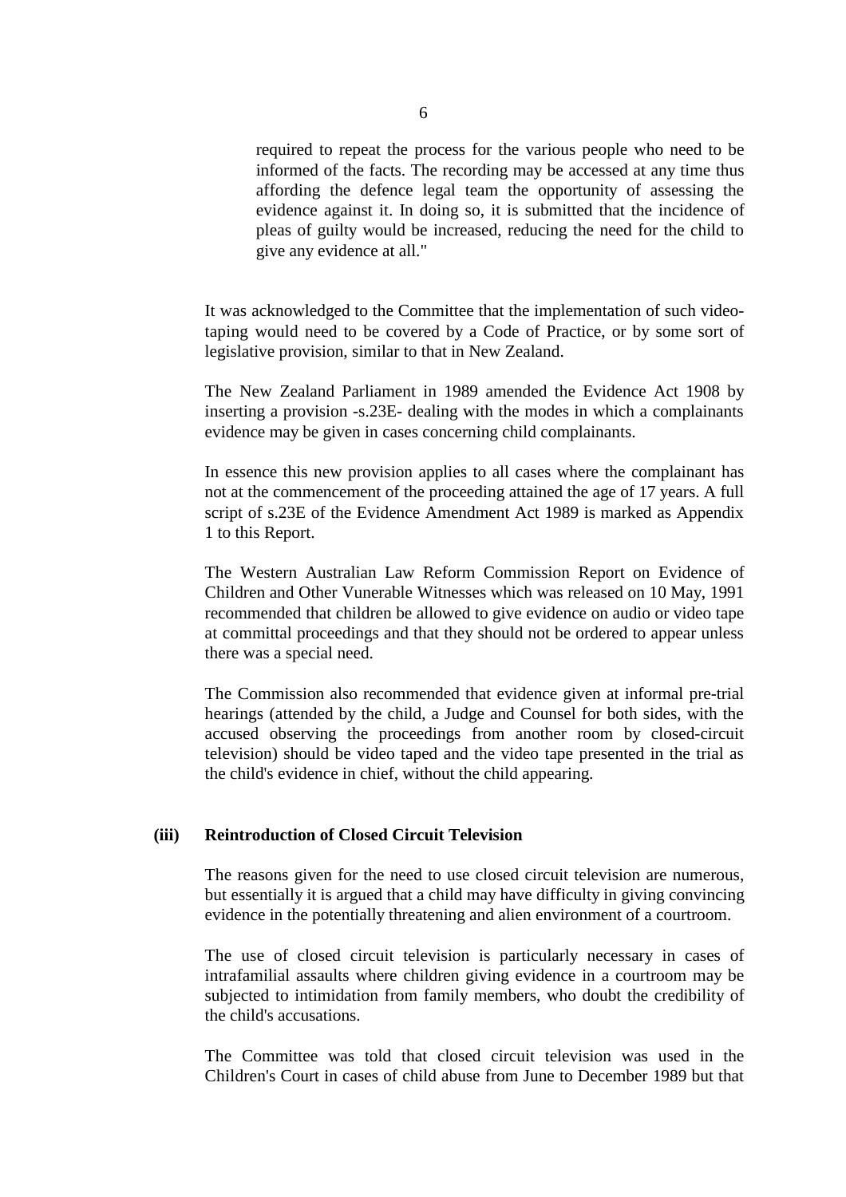required to repeat the process for the various people who need to be informed of the facts. The recording may be accessed at any time thus affording the defence legal team the opportunity of assessing the evidence against it. In doing so, it is submitted that the incidence of pleas of guilty would be increased, reducing the need for the child to give any evidence at all."

It was acknowledged to the Committee that the implementation of such video-taping would need to be covered by a Code of Practice, or by some sort of legislative provision, similar to that in New Zealand.

The New Zealand Parliament in 1989 amended the Evidence Act 1908 by inserting a provision -s.23E- dealing with the modes in which a complainants evidence may be given in cases concerning child complainants.

In essence this new provision applies to all cases where the complainant has not at the commencement of the proceeding attained the age of 17 years. A full script of s.23E of the Evidence Amendment Act 1989 is marked as Appendix 1 to this Report.

The Western Australian Law Reform Commission Report on Evidence of Children and Other Vunerable Witnesses which was released on 10 May, 1991 recommended that children be allowed to give evidence on audio or video tape at committal proceedings and that they should not be ordered to appear unless there was a special need.

The Commission also recommended that evidence given at informal pre-trial hearings (attended by the child, a Judge and Counsel for both sides, with the accused observing the proceedings from another room by closed-circuit television) should be video taped and the video tape presented in the trial as the child's evidence in chief, without the child appearing.

**(iii) Reintroduction of Closed Circuit Television**

The reasons given for the need to use closed circuit television are numerous, but essentially it is argued that a child may have difficulty in giving convincing evidence in the potentially threatening and alien environment of a courtroom.

The use of closed circuit television is particularly necessary in cases of intrafamilial assaults where children giving evidence in a courtroom may be subjected to intimidation from family members, who doubt the credibility of the child's accusations.

The Committee was told that closed circuit television was used in the Children's Court in cases of child abuse from June to December 1989 but that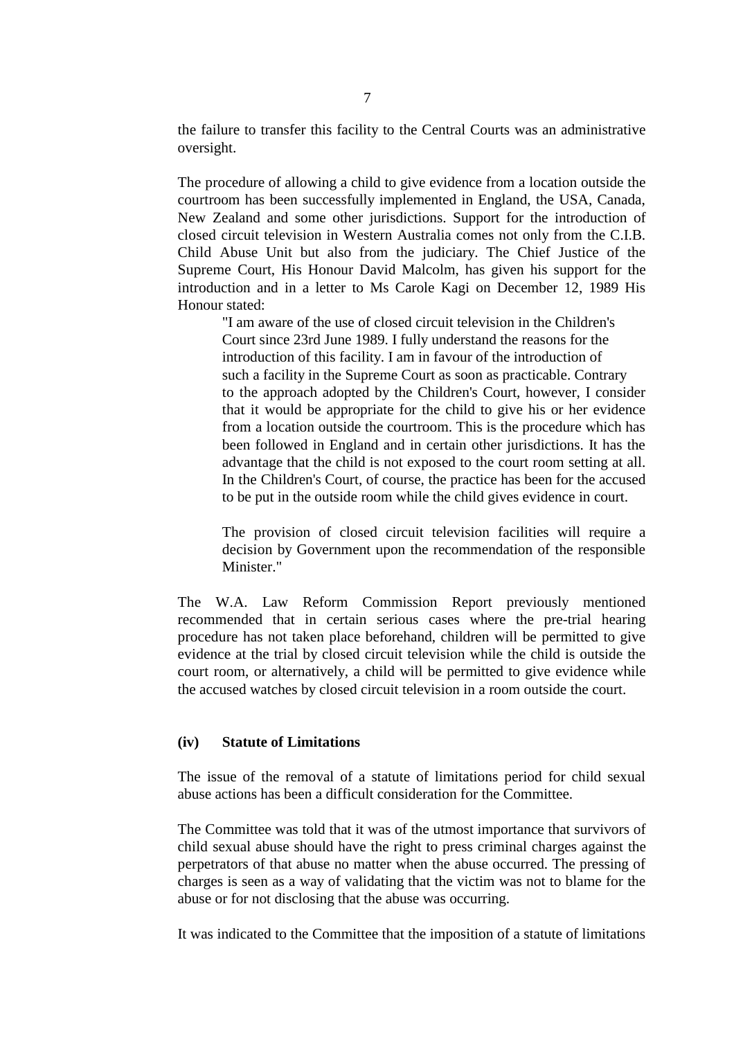the failure to transfer this facility to the Central Courts was an administrative oversight.

The procedure of allowing a child to give evidence from a location outside the courtroom has been successfully implemented in England, the USA, Canada, New Zealand and some other jurisdictions. Support for the introduction of closed circuit television in Western Australia comes not only from the C.I.B. Child Abuse Unit but also from the judiciary. The Chief Justice of the Supreme Court, His Honour David Malcolm, has given his support for the introduction and in a letter to Ms Carole Kagi on December 12, 1989 His Honour stated:

> "I am aware of the use of closed circuit television in the Children's Court since 23rd June 1989. I fully understand the reasons for the introduction of this facility. I am in favour of the introduction of such a facility in the Supreme Court as soon as practicable. Contrary to the approach adopted by the Children's Court, however, I consider that it would be appropriate for the child to give his or her evidence from a location outside the courtroom. This is the procedure which has been followed in England and in certain other jurisdictions. It has the advantage that the child is not exposed to the court room setting at all. In the Children's Court, of course, the practice has been for the accused to be put in the outside room while the child gives evidence in court.
>
> The provision of closed circuit television facilities will require a decision by Government upon the recommendation of the responsible Minister."

The W.A. Law Reform Commission Report previously mentioned recommended that in certain serious cases where the pre-trial hearing procedure has not taken place beforehand, children will be permitted to give evidence at the trial by closed circuit television while the child is outside the court room, or alternatively, a child will be permitted to give evidence while the accused watches by closed circuit television in a room outside the court.

### (iv) Statute of Limitations

The issue of the removal of a statute of limitations period for child sexual abuse actions has been a difficult consideration for the Committee.

The Committee was told that it was of the utmost importance that survivors of child sexual abuse should have the right to press criminal charges against the perpetrators of that abuse no matter when the abuse occurred. The pressing of charges is seen as a way of validating that the victim was not to blame for the abuse or for not disclosing that the abuse was occurring.

It was indicated to the Committee that the imposition of a statute of limitations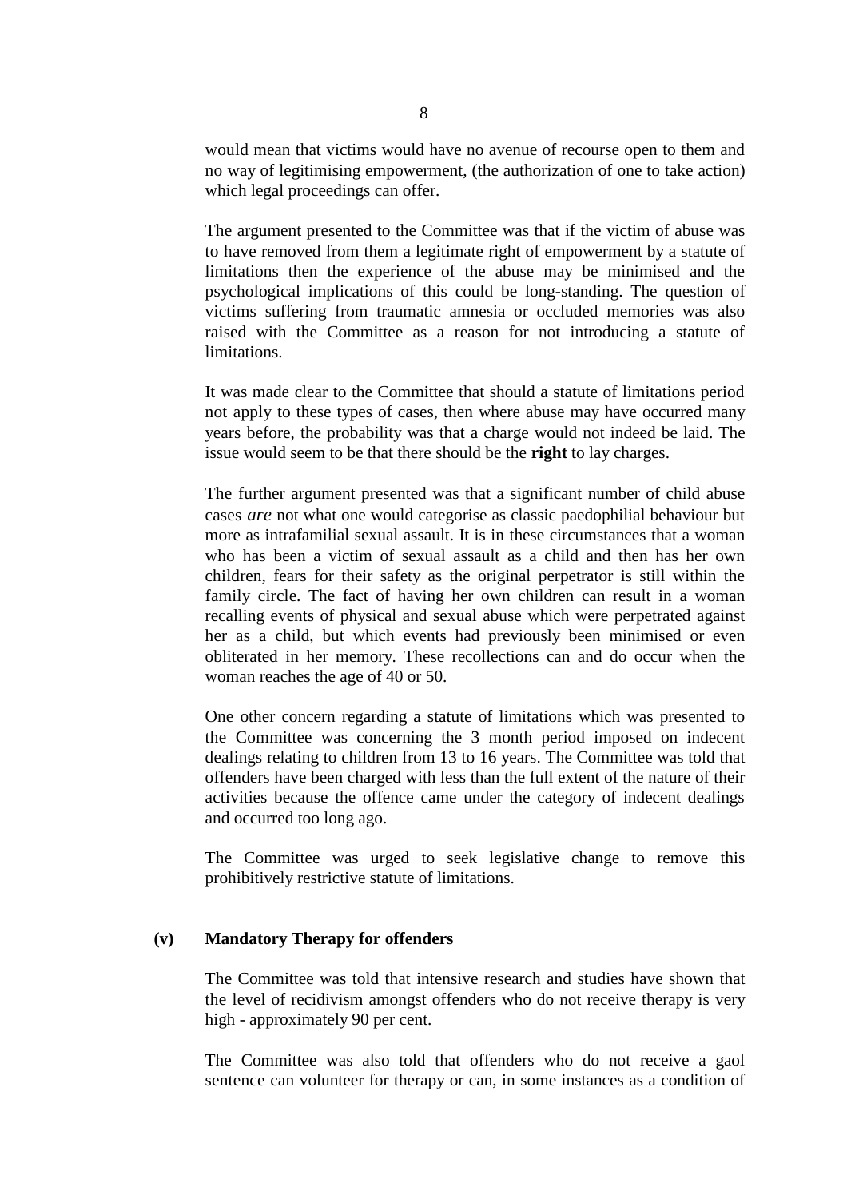would mean that victims would have no avenue of recourse open to them and no way of legitimising empowerment, (the authorization of one to take action) which legal proceedings can offer.

The argument presented to the Committee was that if the victim of abuse was to have removed from them a legitimate right of empowerment by a statute of limitations then the experience of the abuse may be minimised and the psychological implications of this could be long-standing. The question of victims suffering from traumatic amnesia or occluded memories was also raised with the Committee as a reason for not introducing a statute of limitations.

It was made clear to the Committee that should a statute of limitations period not apply to these types of cases, then where abuse may have occurred many years before, the probability was that a charge would not indeed be laid. The issue would seem to be that there should be the **right** to lay charges.

The further argument presented was that a significant number of child abuse cases *are* not what one would categorise as classic paedophilial behaviour but more as intrafamilial sexual assault. It is in these circumstances that a woman who has been a victim of sexual assault as a child and then has her own children, fears for their safety as the original perpetrator is still within the family circle. The fact of having her own children can result in a woman recalling events of physical and sexual abuse which were perpetrated against her as a child, but which events had previously been minimised or even obliterated in her memory. These recollections can and do occur when the woman reaches the age of 40 or 50.

One other concern regarding a statute of limitations which was presented to the Committee was concerning the 3 month period imposed on indecent dealings relating to children from 13 to 16 years. The Committee was told that offenders have been charged with less than the full extent of the nature of their activities because the offence came under the category of indecent dealings and occurred too long ago.

The Committee was urged to seek legislative change to remove this prohibitively restrictive statute of limitations.

**(v) Mandatory Therapy for offenders**

The Committee was told that intensive research and studies have shown that the level of recidivism amongst offenders who do not receive therapy is very high - approximately 90 per cent.

The Committee was also told that offenders who do not receive a gaol sentence can volunteer for therapy or can, in some instances as a condition of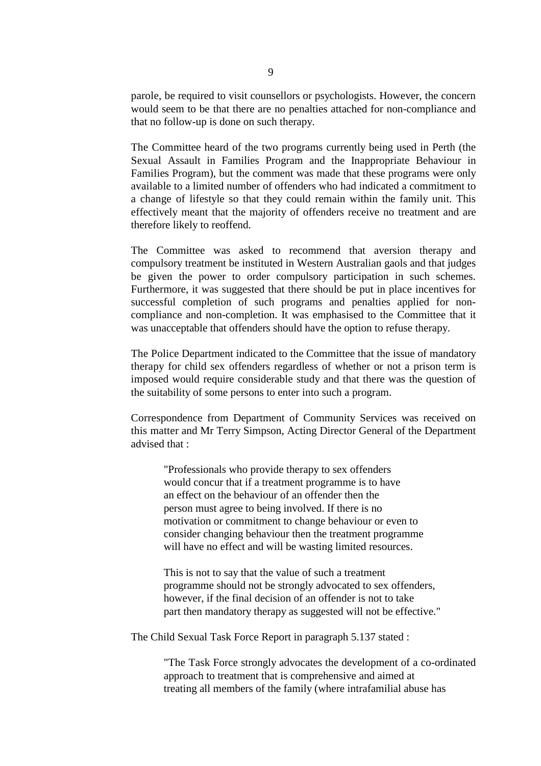parole, be required to visit counsellors or psychologists. However, the concern would seem to be that there are no penalties attached for non-compliance and that no follow-up is done on such therapy.

The Committee heard of the two programs currently being used in Perth (the Sexual Assault in Families Program and the Inappropriate Behaviour in Families Program), but the comment was made that these programs were only available to a limited number of offenders who had indicated a commitment to a change of lifestyle so that they could remain within the family unit. This effectively meant that the majority of offenders receive no treatment and are therefore likely to reoffend.

The Committee was asked to recommend that aversion therapy and compulsory treatment be instituted in Western Australian gaols and that judges be given the power to order compulsory participation in such schemes. Furthermore, it was suggested that there should be put in place incentives for successful completion of such programs and penalties applied for non-compliance and non-completion. It was emphasised to the Committee that it was unacceptable that offenders should have the option to refuse therapy.

The Police Department indicated to the Committee that the issue of mandatory therapy for child sex offenders regardless of whether or not a prison term is imposed would require considerable study and that there was the question of the suitability of some persons to enter into such a program.

Correspondence from Department of Community Services was received on this matter and Mr Terry Simpson, Acting Director General of the Department advised that :

> "Professionals who provide therapy to sex offenders would concur that if a treatment programme is to have an effect on the behaviour of an offender then the person must agree to being involved. If there is no motivation or commitment to change behaviour or even to consider changing behaviour then the treatment programme will have no effect and will be wasting limited resources.
>
> This is not to say that the value of such a treatment programme should not be strongly advocated to sex offenders, however, if the final decision of an offender is not to take part then mandatory therapy as suggested will not be effective."

The Child Sexual Task Force Report in paragraph 5.137 stated :

> "The Task Force strongly advocates the development of a co-ordinated approach to treatment that is comprehensive and aimed at treating all members of the family (where intrafamilial abuse has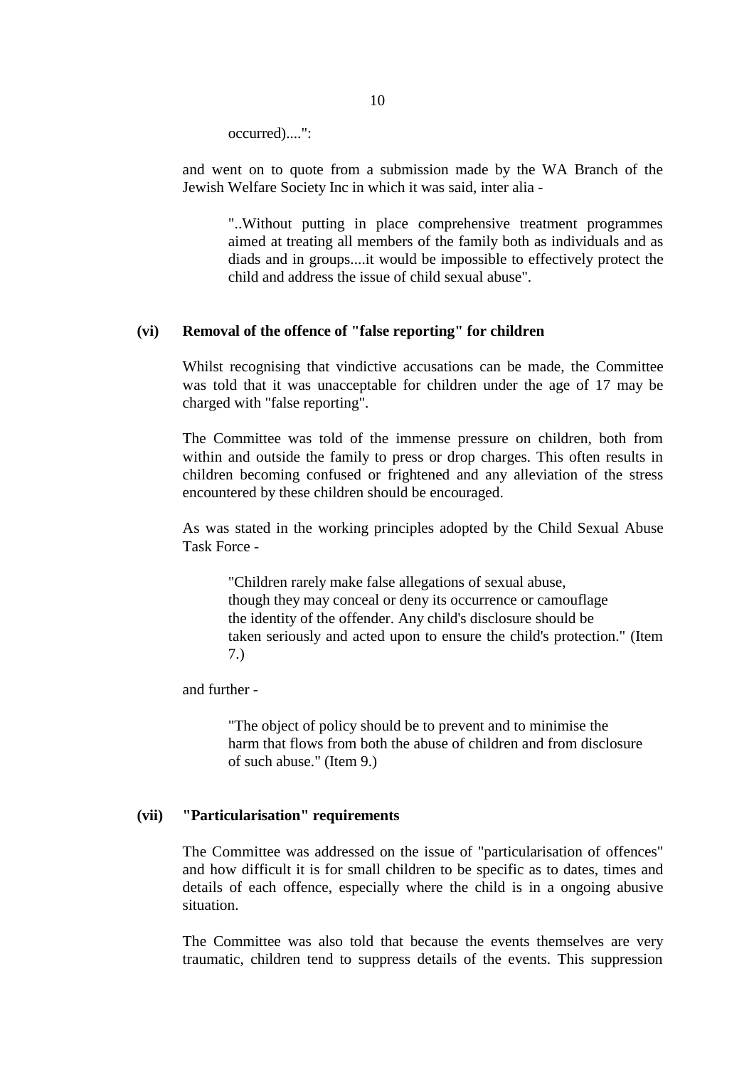occurred)....":

and went on to quote from a submission made by the WA Branch of the Jewish Welfare Society Inc in which it was said, inter alia -

> "..Without putting in place comprehensive treatment programmes aimed at treating all members of the family both as individuals and as diads and in groups....it would be impossible to effectively protect the child and address the issue of child sexual abuse".

### (vi) Removal of the offence of "false reporting" for children

Whilst recognising that vindictive accusations can be made, the Committee was told that it was unacceptable for children under the age of 17 may be charged with "false reporting".

The Committee was told of the immense pressure on children, both from within and outside the family to press or drop charges. This often results in children becoming confused or frightened and any alleviation of the stress encountered by these children should be encouraged.

As was stated in the working principles adopted by the Child Sexual Abuse Task Force -

> "Children rarely make false allegations of sexual abuse, though they may conceal or deny its occurrence or camouflage the identity of the offender. Any child's disclosure should be taken seriously and acted upon to ensure the child's protection." (Item 7.)

and further -

> "The object of policy should be to prevent and to minimise the harm that flows from both the abuse of children and from disclosure of such abuse." (Item 9.)

### (vii) "Particularisation" requirements

The Committee was addressed on the issue of "particularisation of offences" and how difficult it is for small children to be specific as to dates, times and details of each offence, especially where the child is in a ongoing abusive situation.

The Committee was also told that because the events themselves are very traumatic, children tend to suppress details of the events. This suppression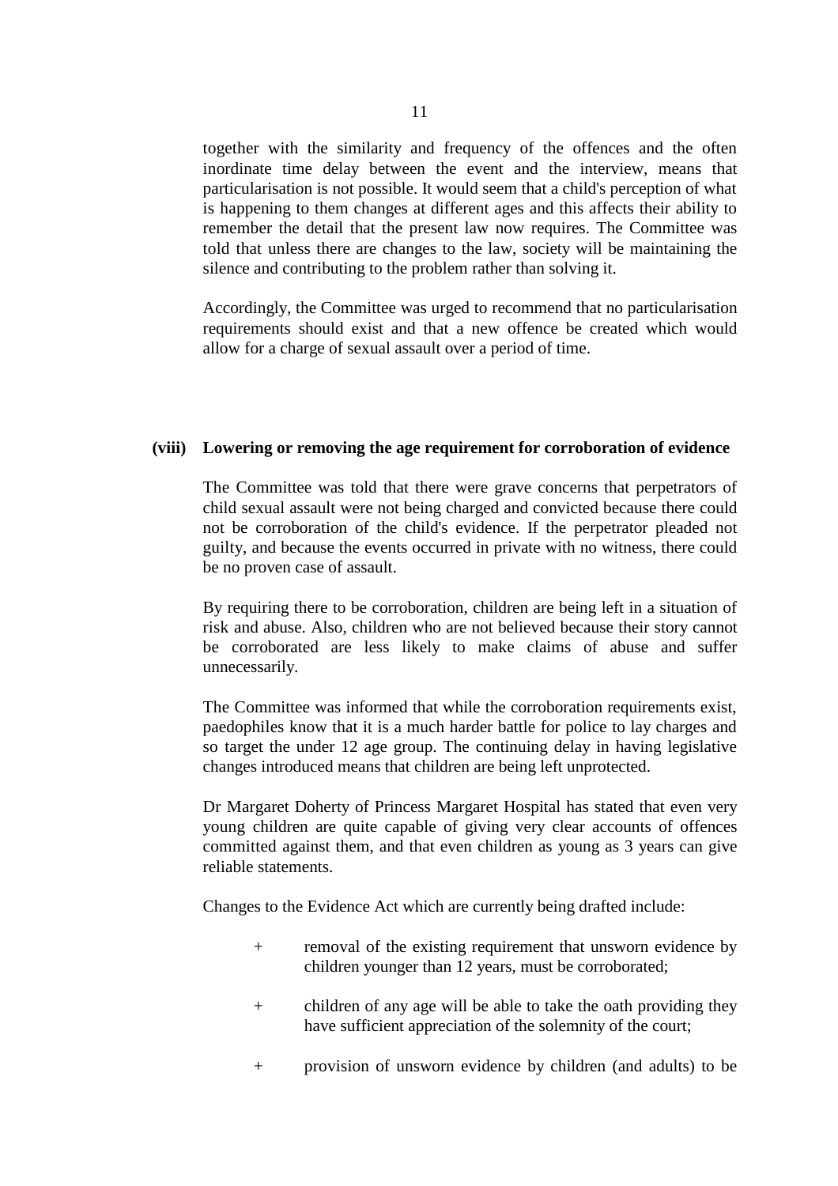together with the similarity and frequency of the offences and the often inordinate time delay between the event and the interview, means that particularisation is not possible. It would seem that a child's perception of what is happening to them changes at different ages and this affects their ability to remember the detail that the present law now requires. The Committee was told that unless there are changes to the law, society will be maintaining the silence and contributing to the problem rather than solving it.

Accordingly, the Committee was urged to recommend that no particularisation requirements should exist and that a new offence be created which would allow for a charge of sexual assault over a period of time.

### (viii) Lowering or removing the age requirement for corroboration of evidence

The Committee was told that there were grave concerns that perpetrators of child sexual assault were not being charged and convicted because there could not be corroboration of the child's evidence. If the perpetrator pleaded not guilty, and because the events occurred in private with no witness, there could be no proven case of assault.

By requiring there to be corroboration, children are being left in a situation of risk and abuse. Also, children who are not believed because their story cannot be corroborated are less likely to make claims of abuse and suffer unnecessarily.

The Committee was informed that while the corroboration requirements exist, paedophiles know that it is a much harder battle for police to lay charges and so target the under 12 age group. The continuing delay in having legislative changes introduced means that children are being left unprotected.

Dr Margaret Doherty of Princess Margaret Hospital has stated that even very young children are quite capable of giving very clear accounts of offences committed against them, and that even children as young as 3 years can give reliable statements.

Changes to the Evidence Act which are currently being drafted include:

+ removal of the existing requirement that unsworn evidence by children younger than 12 years, must be corroborated;

+ children of any age will be able to take the oath providing they have sufficient appreciation of the solemnity of the court;

+ provision of unsworn evidence by children (and adults) to be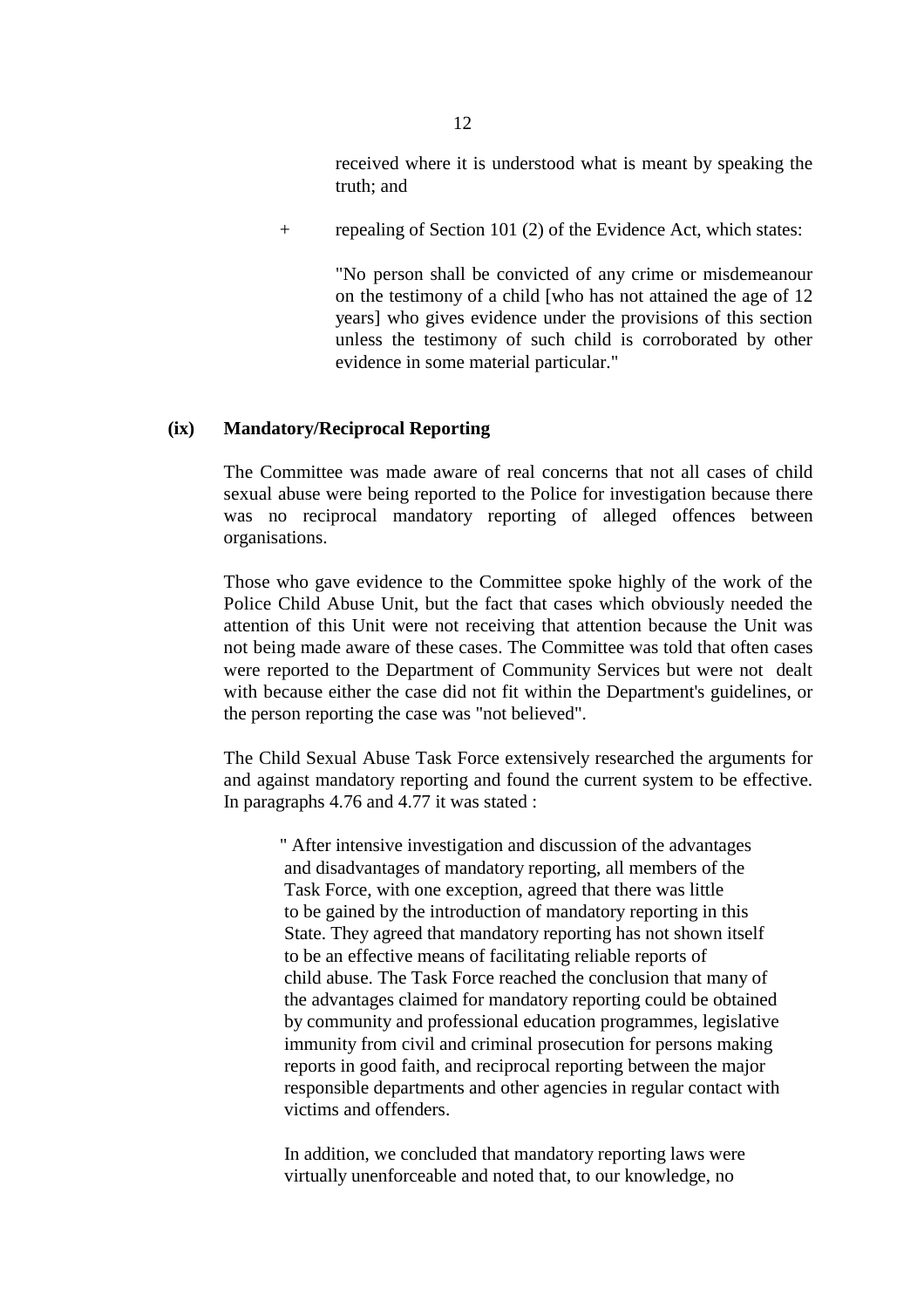received where it is understood what is meant by speaking the truth; and

+ repealing of Section 101 (2) of the Evidence Act, which states:

  "No person shall be convicted of any crime or misdemeanour on the testimony of a child [who has not attained the age of 12 years] who gives evidence under the provisions of this section unless the testimony of such child is corroborated by other evidence in some material particular."

### (ix) Mandatory/Reciprocal Reporting

The Committee was made aware of real concerns that not all cases of child sexual abuse were being reported to the Police for investigation because there was no reciprocal mandatory reporting of alleged offences between organisations.

Those who gave evidence to the Committee spoke highly of the work of the Police Child Abuse Unit, but the fact that cases which obviously needed the attention of this Unit were not receiving that attention because the Unit was not being made aware of these cases. The Committee was told that often cases were reported to the Department of Community Services but were not dealt with because either the case did not fit within the Department's guidelines, or the person reporting the case was "not believed".

The Child Sexual Abuse Task Force extensively researched the arguments for and against mandatory reporting and found the current system to be effective. In paragraphs 4.76 and 4.77 it was stated :

> " After intensive investigation and discussion of the advantages and disadvantages of mandatory reporting, all members of the Task Force, with one exception, agreed that there was little to be gained by the introduction of mandatory reporting in this State. They agreed that mandatory reporting has not shown itself to be an effective means of facilitating reliable reports of child abuse. The Task Force reached the conclusion that many of the advantages claimed for mandatory reporting could be obtained by community and professional education programmes, legislative immunity from civil and criminal prosecution for persons making reports in good faith, and reciprocal reporting between the major responsible departments and other agencies in regular contact with victims and offenders.
>
> In addition, we concluded that mandatory reporting laws were virtually unenforceable and noted that, to our knowledge, no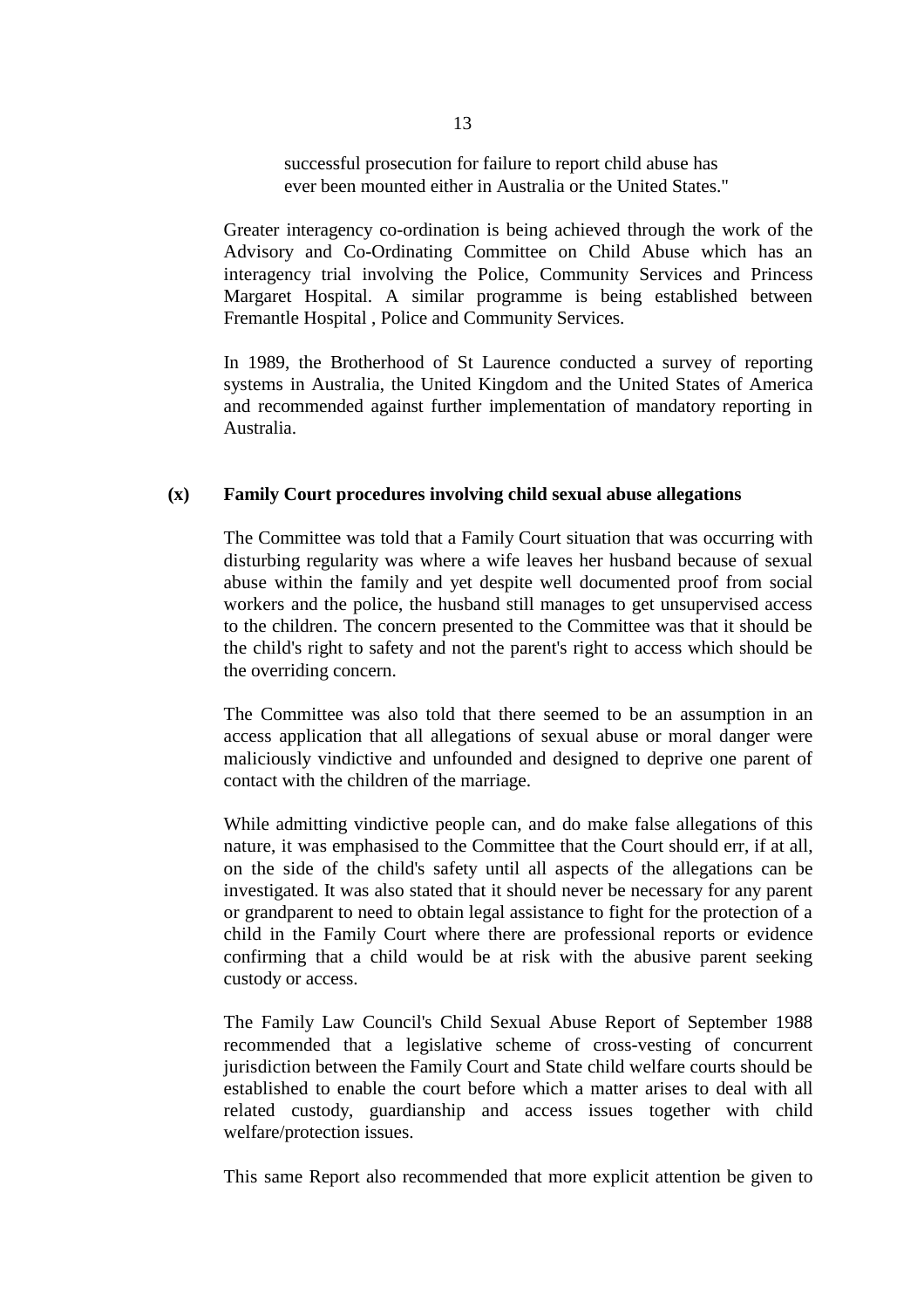successful prosecution for failure to report child abuse has ever been mounted either in Australia or the United States."

Greater interagency co-ordination is being achieved through the work of the Advisory and Co-Ordinating Committee on Child Abuse which has an interagency trial involving the Police, Community Services and Princess Margaret Hospital. A similar programme is being established between Fremantle Hospital , Police and Community Services.

In 1989, the Brotherhood of St Laurence conducted a survey of reporting systems in Australia, the United Kingdom and the United States of America and recommended against further implementation of mandatory reporting in Australia.

**(x) Family Court procedures involving child sexual abuse allegations**

The Committee was told that a Family Court situation that was occurring with disturbing regularity was where a wife leaves her husband because of sexual abuse within the family and yet despite well documented proof from social workers and the police, the husband still manages to get unsupervised access to the children. The concern presented to the Committee was that it should be the child's right to safety and not the parent's right to access which should be the overriding concern.

The Committee was also told that there seemed to be an assumption in an access application that all allegations of sexual abuse or moral danger were maliciously vindictive and unfounded and designed to deprive one parent of contact with the children of the marriage.

While admitting vindictive people can, and do make false allegations of this nature, it was emphasised to the Committee that the Court should err, if at all, on the side of the child's safety until all aspects of the allegations can be investigated. It was also stated that it should never be necessary for any parent or grandparent to need to obtain legal assistance to fight for the protection of a child in the Family Court where there are professional reports or evidence confirming that a child would be at risk with the abusive parent seeking custody or access.

The Family Law Council's Child Sexual Abuse Report of September 1988 recommended that a legislative scheme of cross-vesting of concurrent jurisdiction between the Family Court and State child welfare courts should be established to enable the court before which a matter arises to deal with all related custody, guardianship and access issues together with child welfare/protection issues.

This same Report also recommended that more explicit attention be given to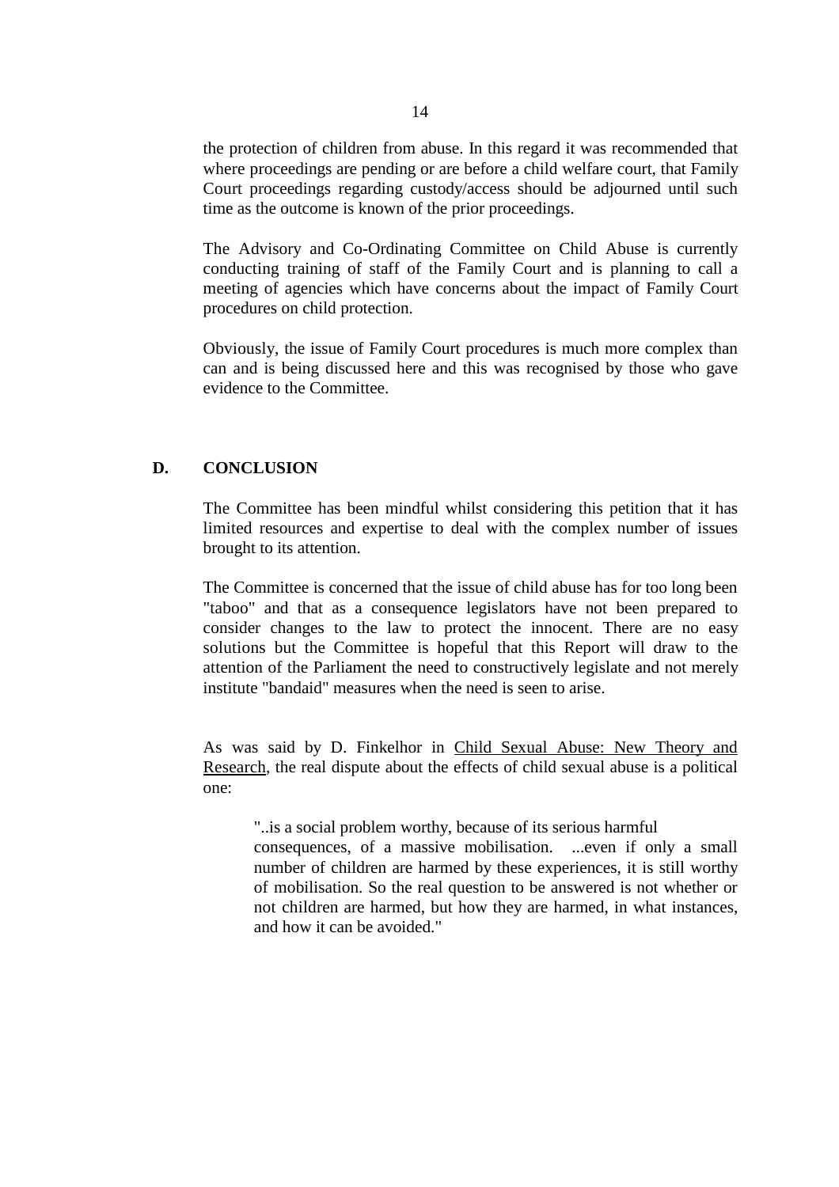the protection of children from abuse. In this regard it was recommended that where proceedings are pending or are before a child welfare court, that Family Court proceedings regarding custody/access should be adjourned until such time as the outcome is known of the prior proceedings.

The Advisory and Co-Ordinating Committee on Child Abuse is currently conducting training of staff of the Family Court and is planning to call a meeting of agencies which have concerns about the impact of Family Court procedures on child protection.

Obviously, the issue of Family Court procedures is much more complex than can and is being discussed here and this was recognised by those who gave evidence to the Committee.

## D. CONCLUSION

The Committee has been mindful whilst considering this petition that it has limited resources and expertise to deal with the complex number of issues brought to its attention.

The Committee is concerned that the issue of child abuse has for too long been "taboo" and that as a consequence legislators have not been prepared to consider changes to the law to protect the innocent. There are no easy solutions but the Committee is hopeful that this Report will draw to the attention of the Parliament the need to constructively legislate and not merely institute "bandaid" measures when the need is seen to arise.

As was said by D. Finkelhor in Child Sexual Abuse: New Theory and Research, the real dispute about the effects of child sexual abuse is a political one:

> "..is a social problem worthy, because of its serious harmful consequences, of a massive mobilisation. ...even if only a small number of children are harmed by these experiences, it is still worthy of mobilisation. So the real question to be answered is not whether or not children are harmed, but how they are harmed, in what instances, and how it can be avoided."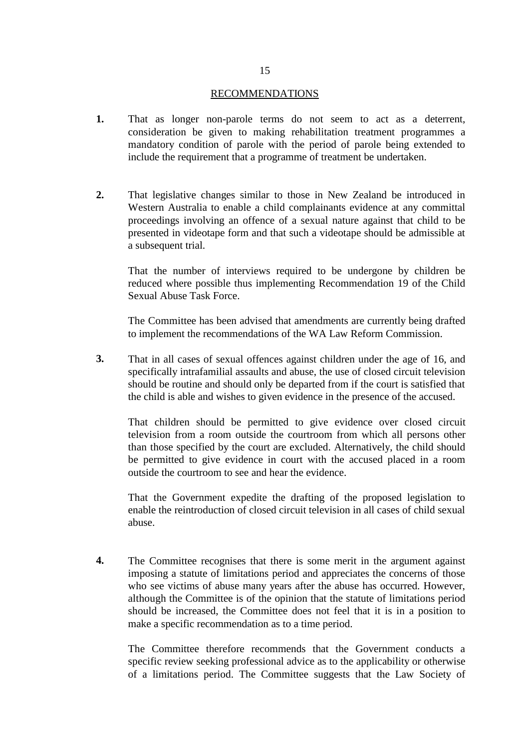## RECOMMENDATIONS

**1.** That as longer non-parole terms do not seem to act as a deterrent, consideration be given to making rehabilitation treatment programmes a mandatory condition of parole with the period of parole being extended to include the requirement that a programme of treatment be undertaken.

**2.** That legislative changes similar to those in New Zealand be introduced in Western Australia to enable a child complainants evidence at any committal proceedings involving an offence of a sexual nature against that child to be presented in videotape form and that such a videotape should be admissible at a subsequent trial.

That the number of interviews required to be undergone by children be reduced where possible thus implementing Recommendation 19 of the Child Sexual Abuse Task Force.

The Committee has been advised that amendments are currently being drafted to implement the recommendations of the WA Law Reform Commission.

**3.** That in all cases of sexual offences against children under the age of 16, and specifically intrafamilial assaults and abuse, the use of closed circuit television should be routine and should only be departed from if the court is satisfied that the child is able and wishes to given evidence in the presence of the accused.

That children should be permitted to give evidence over closed circuit television from a room outside the courtroom from which all persons other than those specified by the court are excluded. Alternatively, the child should be permitted to give evidence in court with the accused placed in a room outside the courtroom to see and hear the evidence.

That the Government expedite the drafting of the proposed legislation to enable the reintroduction of closed circuit television in all cases of child sexual abuse.

**4.** The Committee recognises that there is some merit in the argument against imposing a statute of limitations period and appreciates the concerns of those who see victims of abuse many years after the abuse has occurred. However, although the Committee is of the opinion that the statute of limitations period should be increased, the Committee does not feel that it is in a position to make a specific recommendation as to a time period.

The Committee therefore recommends that the Government conducts a specific review seeking professional advice as to the applicability or otherwise of a limitations period. The Committee suggests that the Law Society of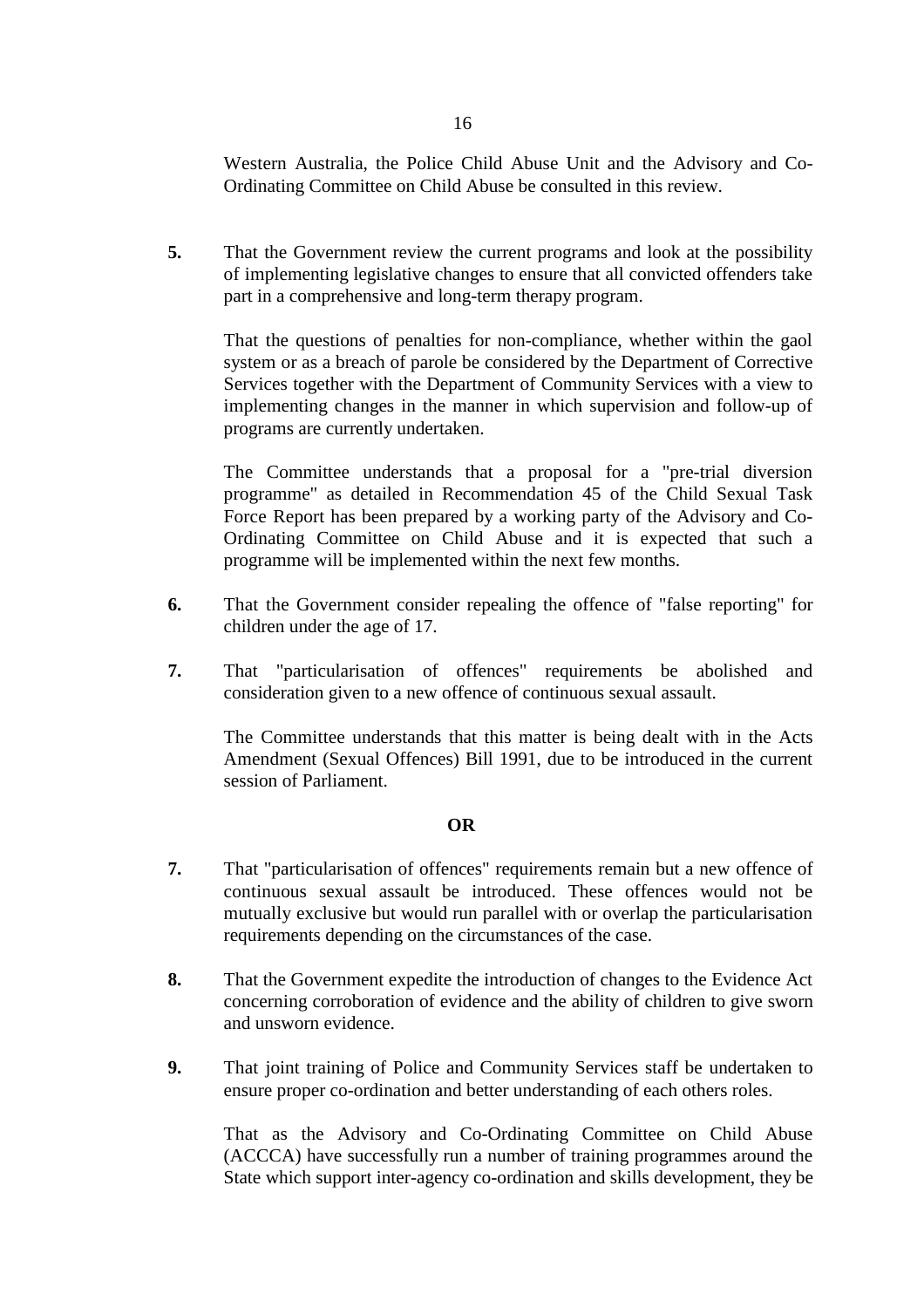Western Australia, the Police Child Abuse Unit and the Advisory and Co-Ordinating Committee on Child Abuse be consulted in this review.

**5.** That the Government review the current programs and look at the possibility of implementing legislative changes to ensure that all convicted offenders take part in a comprehensive and long-term therapy program.

That the questions of penalties for non-compliance, whether within the gaol system or as a breach of parole be considered by the Department of Corrective Services together with the Department of Community Services with a view to implementing changes in the manner in which supervision and follow-up of programs are currently undertaken.

The Committee understands that a proposal for a "pre-trial diversion programme" as detailed in Recommendation 45 of the Child Sexual Task Force Report has been prepared by a working party of the Advisory and Co-Ordinating Committee on Child Abuse and it is expected that such a programme will be implemented within the next few months.

**6.** That the Government consider repealing the offence of "false reporting" for children under the age of 17.

**7.** That "particularisation of offences" requirements be abolished and consideration given to a new offence of continuous sexual assault.

The Committee understands that this matter is being dealt with in the Acts Amendment (Sexual Offences) Bill 1991, due to be introduced in the current session of Parliament.

**OR**

**7.** That "particularisation of offences" requirements remain but a new offence of continuous sexual assault be introduced. These offences would not be mutually exclusive but would run parallel with or overlap the particularisation requirements depending on the circumstances of the case.

**8.** That the Government expedite the introduction of changes to the Evidence Act concerning corroboration of evidence and the ability of children to give sworn and unsworn evidence.

**9.** That joint training of Police and Community Services staff be undertaken to ensure proper co-ordination and better understanding of each others roles.

That as the Advisory and Co-Ordinating Committee on Child Abuse (ACCCA) have successfully run a number of training programmes around the State which support inter-agency co-ordination and skills development, they be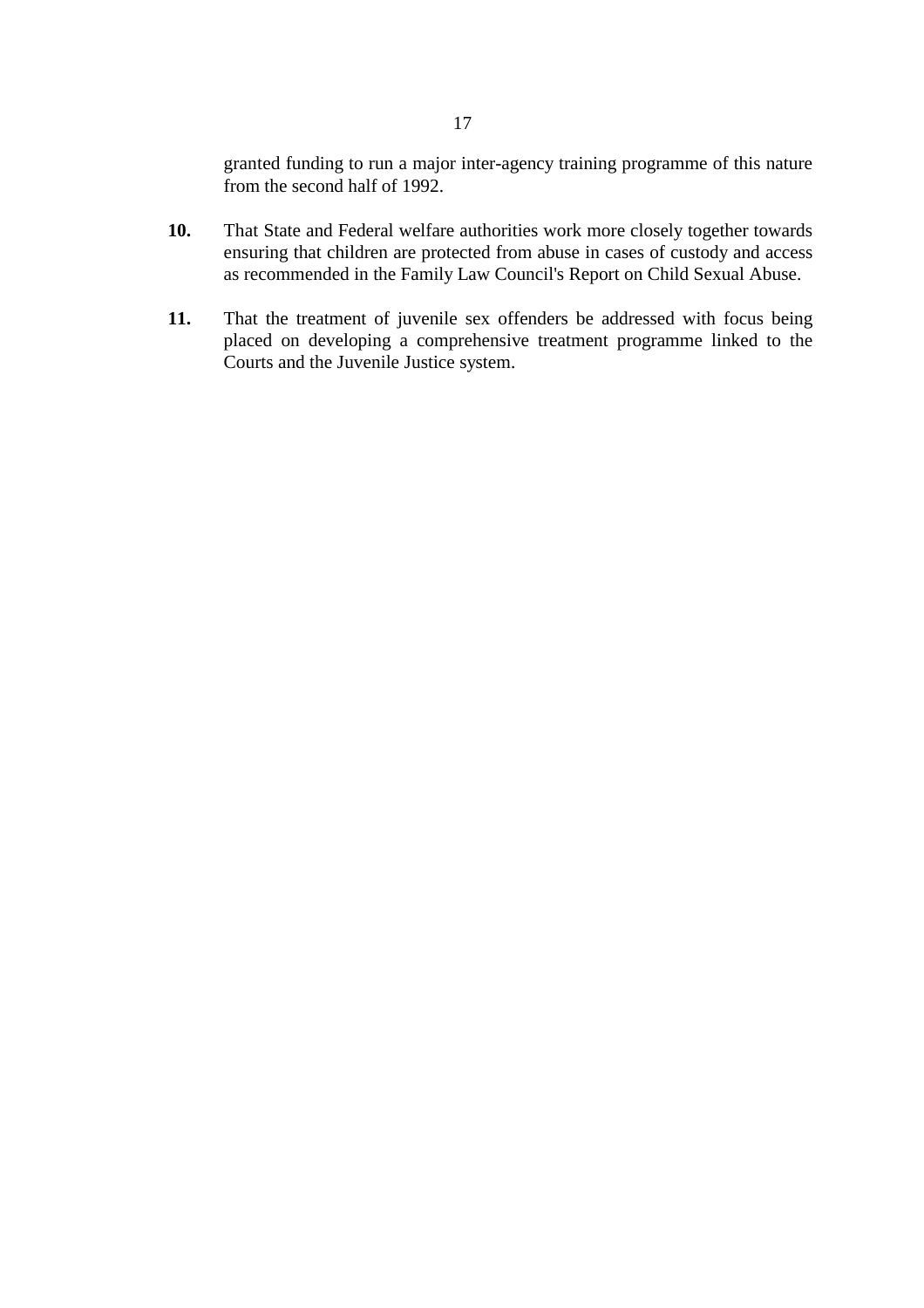granted funding to run a major inter-agency training programme of this nature from the second half of 1992.

**10.** That State and Federal welfare authorities work more closely together towards ensuring that children are protected from abuse in cases of custody and access as recommended in the Family Law Council's Report on Child Sexual Abuse.

**11.** That the treatment of juvenile sex offenders be addressed with focus being placed on developing a comprehensive treatment programme linked to the Courts and the Juvenile Justice system.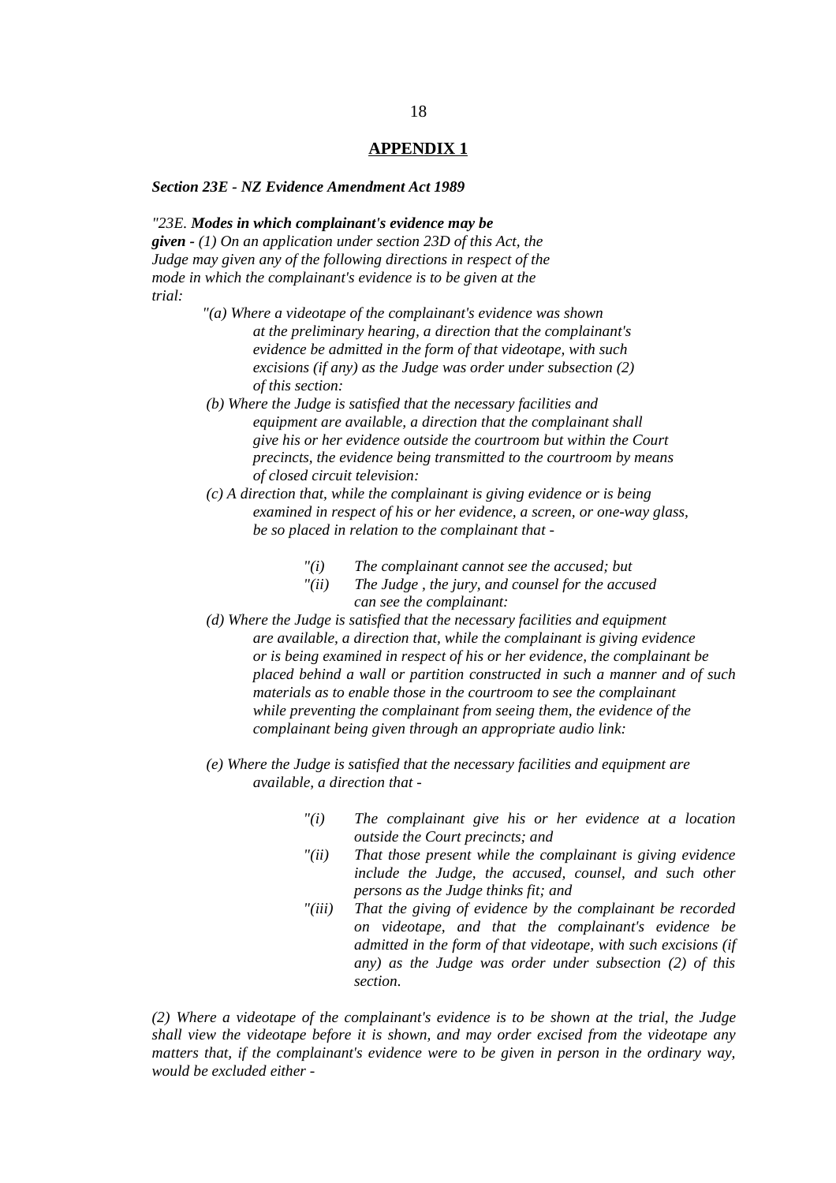## APPENDIX 1

***Section 23E - NZ Evidence Amendment Act 1989***

*"23E.* ***Modes in which complainant's evidence may be given*** *- (1) On an application under section 23D of this Act, the Judge may given any of the following directions in respect of the mode in which the complainant's evidence is to be given at the trial:*

*"(a) Where a videotape of the complainant's evidence was shown at the preliminary hearing, a direction that the complainant's evidence be admitted in the form of that videotape, with such excisions (if any) as the Judge was order under subsection (2) of this section:*

*(b) Where the Judge is satisfied that the necessary facilities and equipment are available, a direction that the complainant shall give his or her evidence outside the courtroom but within the Court precincts, the evidence being transmitted to the courtroom by means of closed circuit television:*

*(c) A direction that, while the complainant is giving evidence or is being examined in respect of his or her evidence, a screen, or one-way glass, be so placed in relation to the complainant that -*

> *"(i) The complainant cannot see the accused; but*
>
> *"(ii) The Judge , the jury, and counsel for the accused can see the complainant:*

*(d) Where the Judge is satisfied that the necessary facilities and equipment are available, a direction that, while the complainant is giving evidence or is being examined in respect of his or her evidence, the complainant be placed behind a wall or partition constructed in such a manner and of such materials as to enable those in the courtroom to see the complainant while preventing the complainant from seeing them, the evidence of the complainant being given through an appropriate audio link:*

*(e) Where the Judge is satisfied that the necessary facilities and equipment are available, a direction that -*

> *"(i) The complainant give his or her evidence at a location outside the Court precincts; and*
>
> *"(ii) That those present while the complainant is giving evidence include the Judge, the accused, counsel, and such other persons as the Judge thinks fit; and*
>
> *"(iii) That the giving of evidence by the complainant be recorded on videotape, and that the complainant's evidence be admitted in the form of that videotape, with such excisions (if any) as the Judge was order under subsection (2) of this section.*

*(2) Where a videotape of the complainant's evidence is to be shown at the trial, the Judge shall view the videotape before it is shown, and may order excised from the videotape any matters that, if the complainant's evidence were to be given in person in the ordinary way, would be excluded either -*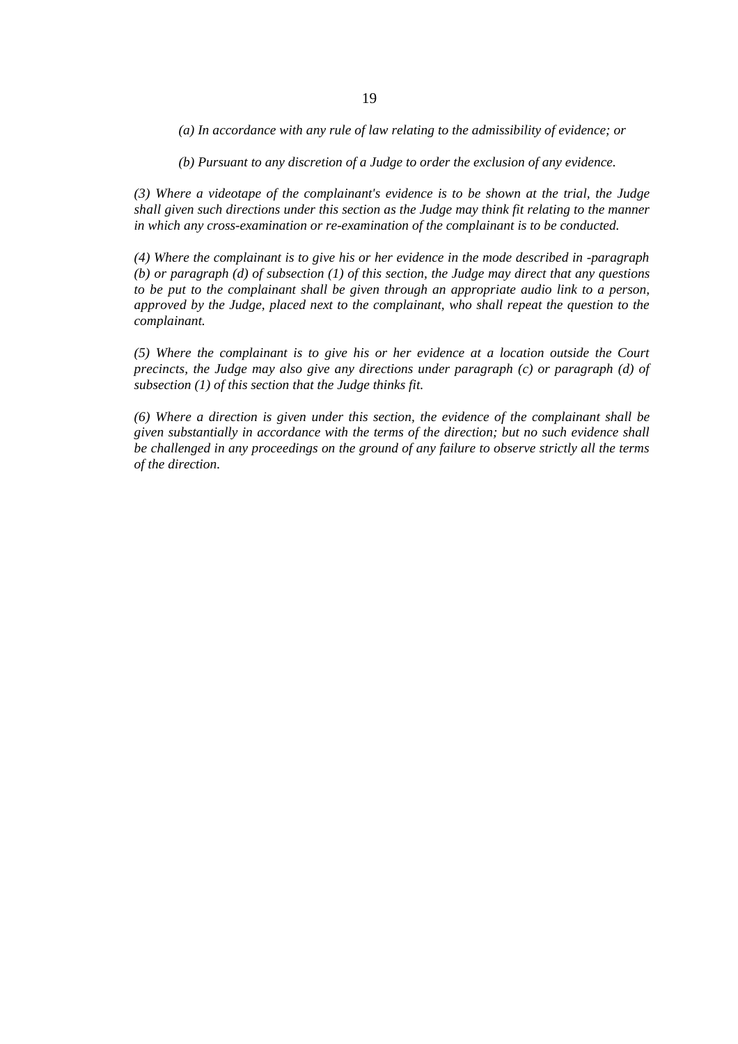*(a) In accordance with any rule of law relating to the admissibility of evidence; or*

*(b) Pursuant to any discretion of a Judge to order the exclusion of any evidence.*

*(3) Where a videotape of the complainant's evidence is to be shown at the trial, the Judge shall given such directions under this section as the Judge may think fit relating to the manner in which any cross-examination or re-examination of the complainant is to be conducted.*

*(4) Where the complainant is to give his or her evidence in the mode described in -paragraph (b) or paragraph (d) of subsection (1) of this section, the Judge may direct that any questions to be put to the complainant shall be given through an appropriate audio link to a person, approved by the Judge, placed next to the complainant, who shall repeat the question to the complainant.*

*(5) Where the complainant is to give his or her evidence at a location outside the Court precincts, the Judge may also give any directions under paragraph (c) or paragraph (d) of subsection (1) of this section that the Judge thinks fit.*

*(6) Where a direction is given under this section, the evidence of the complainant shall be given substantially in accordance with the terms of the direction; but no such evidence shall be challenged in any proceedings on the ground of any failure to observe strictly all the terms of the direction.*